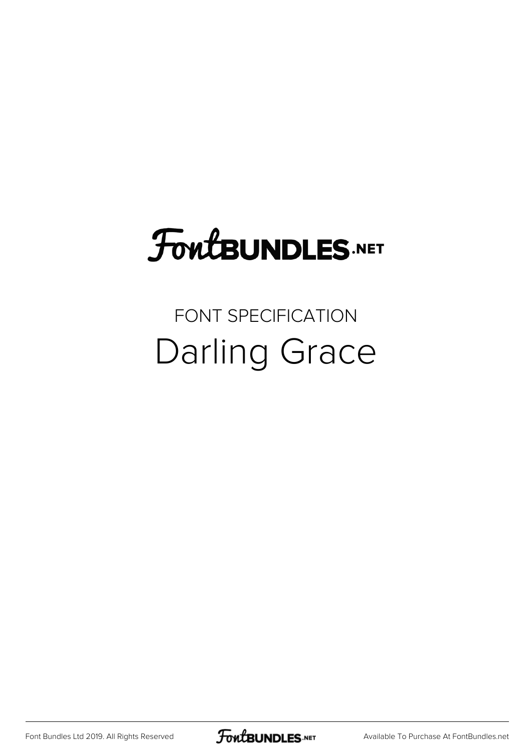# FontBUNDLES.NET

FONT SPECIFICATION

## Darling Grace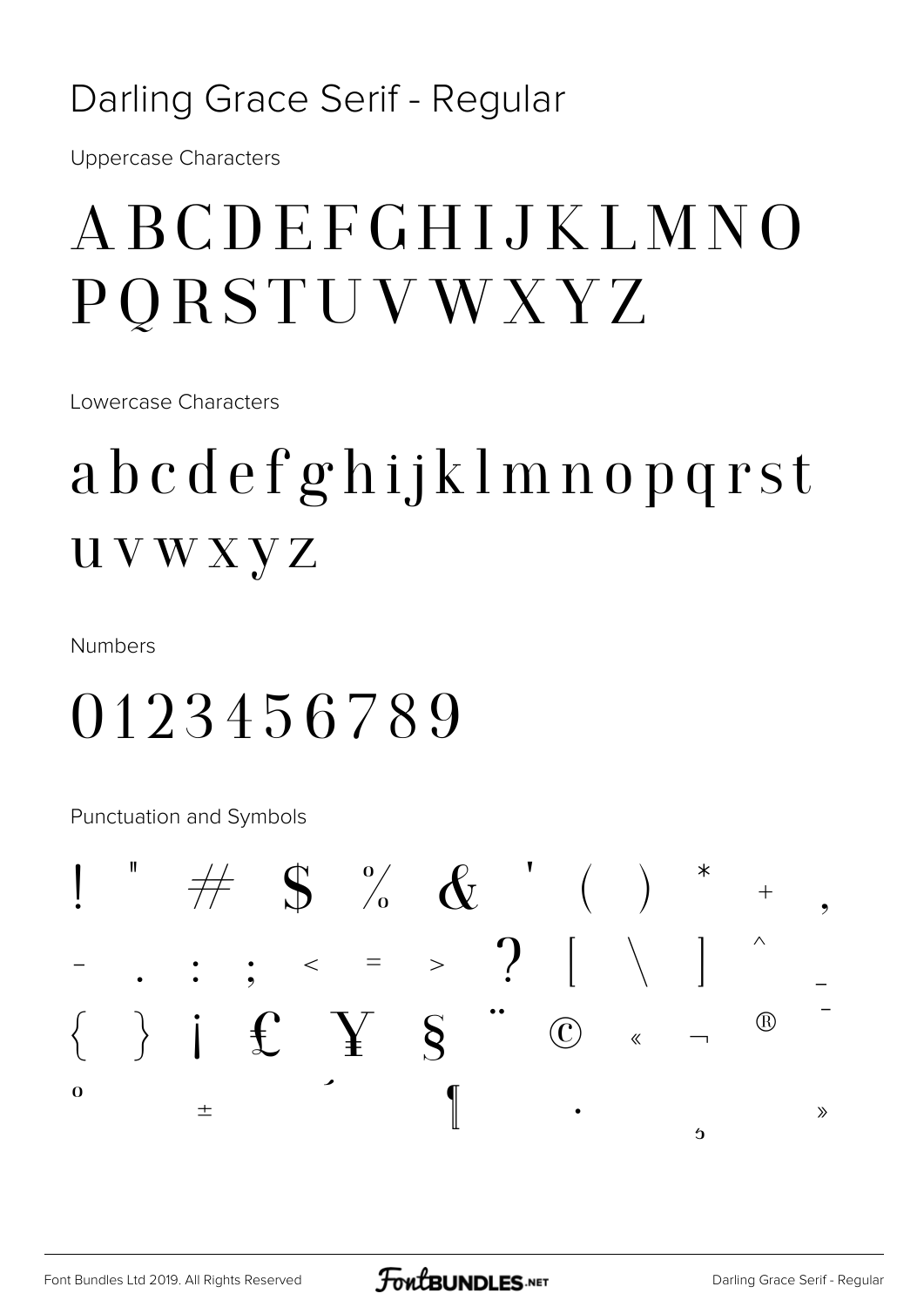# Darling Grace Serif - Regular

Uppercase Characters

ABCDEFGHIJKLMNO
PQRSTUVWXYZ

Lowercase Characters

abcdefghijklmnopqrst
uvwxyz

Numbers

0123456789

Punctuation and Symbols

! " # $ % & ' ( ) * + ,
- . : ; < = > ? [ \ ] ^ _
{ } ¡ £ ¥ § ¨ © « ¬ ® ¯
° ± ´ ¶ · ¸ »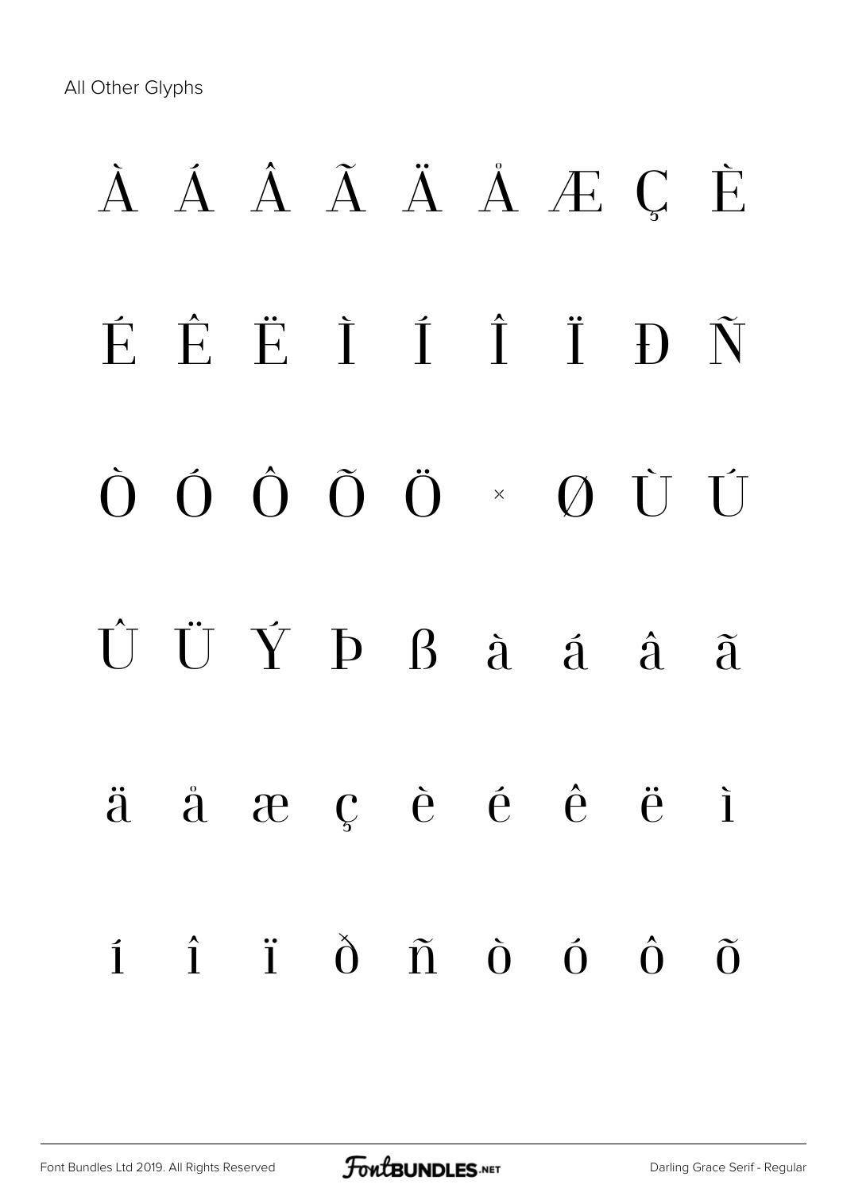All Other Glyphs

À Á Â Ã Ä Å Æ Ç È

É Ê Ë Ì Í Î Ï Đ Ñ

Ò Ó Ô Õ Ö × Ø Ù Ú

Û Ü Ý Þ ß à á â ã

ä å æ ç è é ê ë ì

í î ï ð ñ ò ó ô õ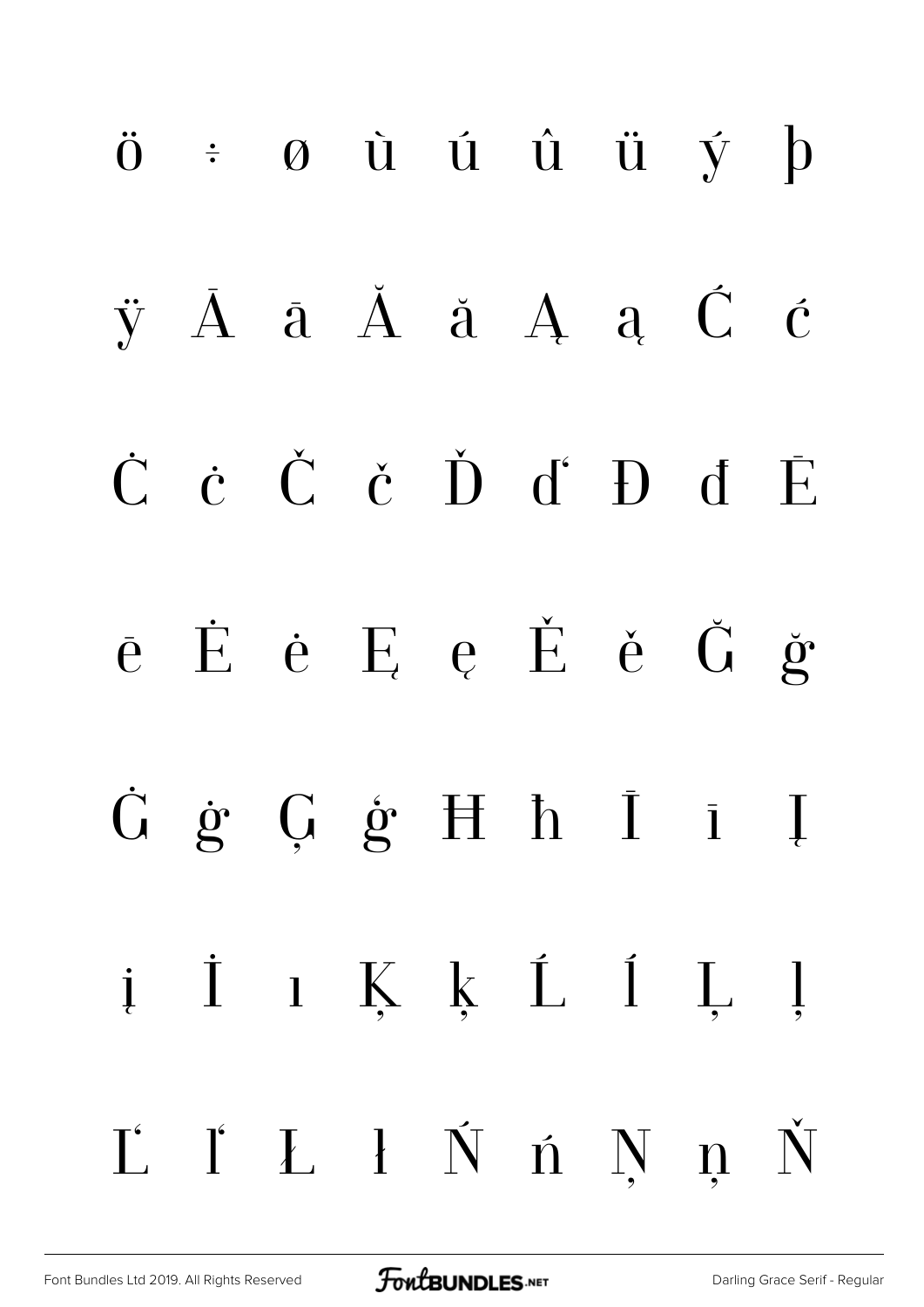ö ÷ ø ù ú û ü ý þ

ÿ Ā ā Ă ă Ą ą Ć ć

Ċ ċ Č č Ď ď Đ đ Ē

ē Ė ė Ę ę Ě ě Ğ ğ

Ġ ġ Ģ ģ Ħ ħ Ī ī Į

į İ ı Ķ ķ Ĺ ĺ Ļ ļ

Ľ ľ Ł ł Ń ń Ņ ņ Ň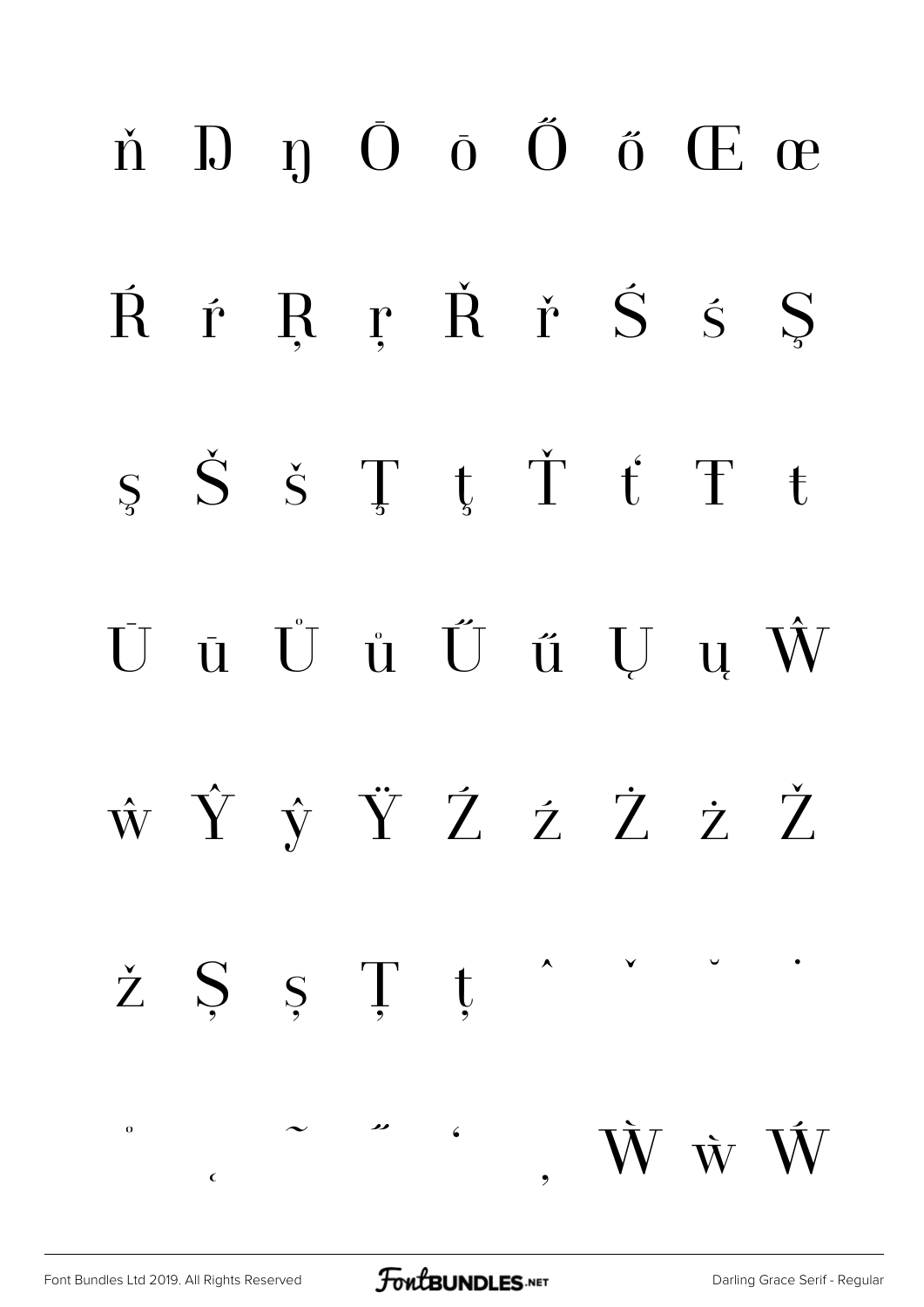ň Ŋ ŋ Ō ō Ő ő Œ œ

Ŕ ŕ Ŗ ŗ Ř ř Ś ś Ş

ş Š š Ţ ţ Ť ť Ŧ ŧ

Ū ū Ů ů Ű ű Ų ų Ŵ

ŵ Ŷ ŷ Ÿ Ź ź Ż ż Ž

ž Ș ș Ț ț ˆ ˇ ˘ ˙

˚ ˛ ˜ ˝ ̒ ̦ Ẁ ẁ Ẃ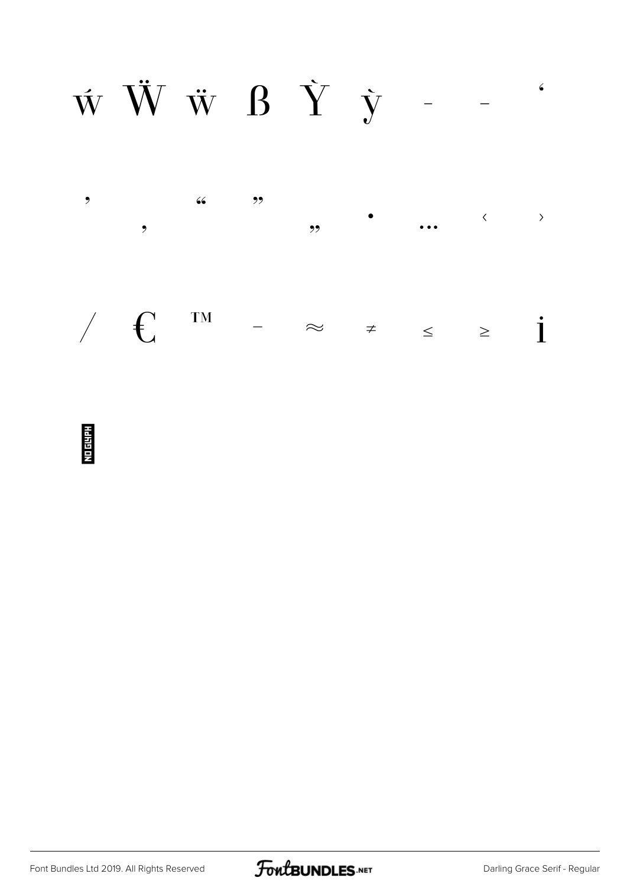ẃ Ẅ ẅ ẞ Ỳ ỳ – — ‘

’ ‚ “ ” „ • … ‹ ›

⁄ € ™ − ≈ ≠ ≤ ≥ i

NO GLYPH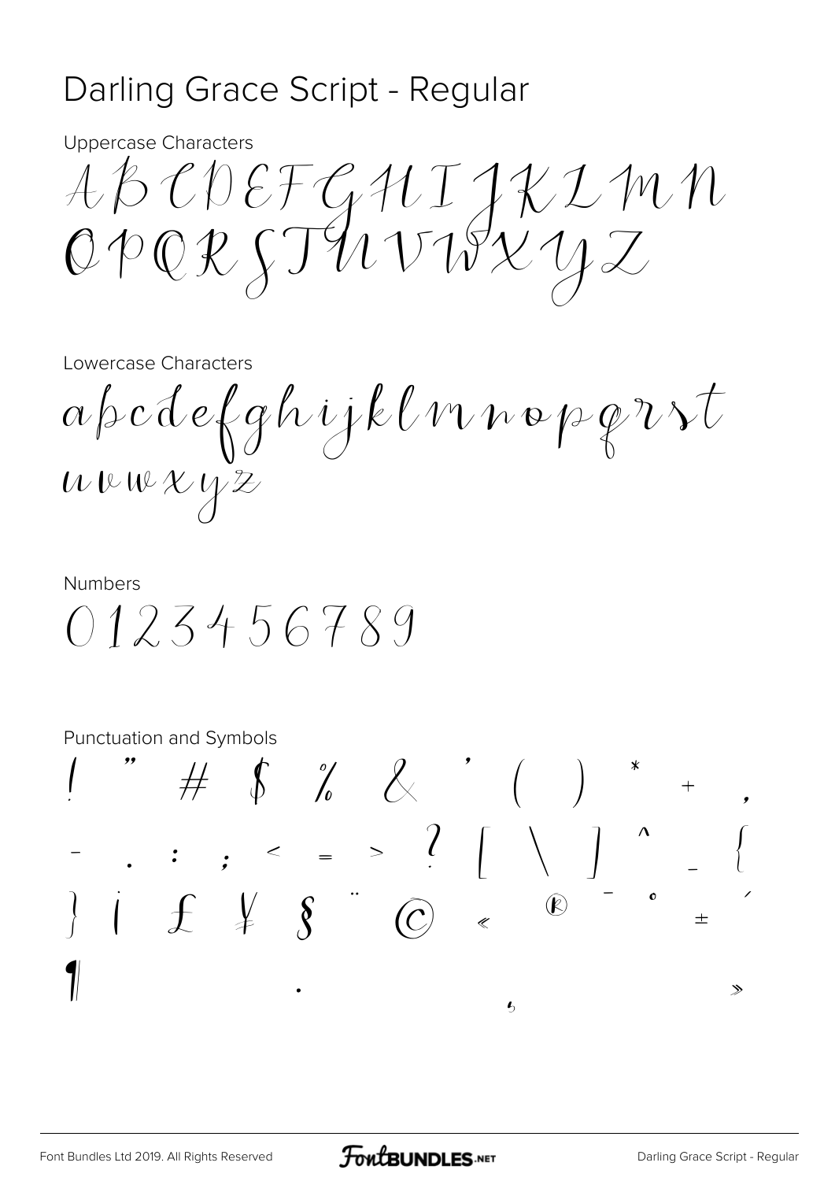# Darling Grace Script - Regular

Uppercase Characters

ABCDEFGHIJKLMN
OPQRSTUVWXYZ

Lowercase Characters

abcdefghijklmnopqrst
uvwxyz

Numbers

0123456789

Punctuation and Symbols

! " # $ % & ' ( ) * + ,
- . : ; < = > ? [ \ ] ^ _ {
} ¡ £ ¥ § ¨ © « ® ¯ ° ± ´
¶ · ¸ »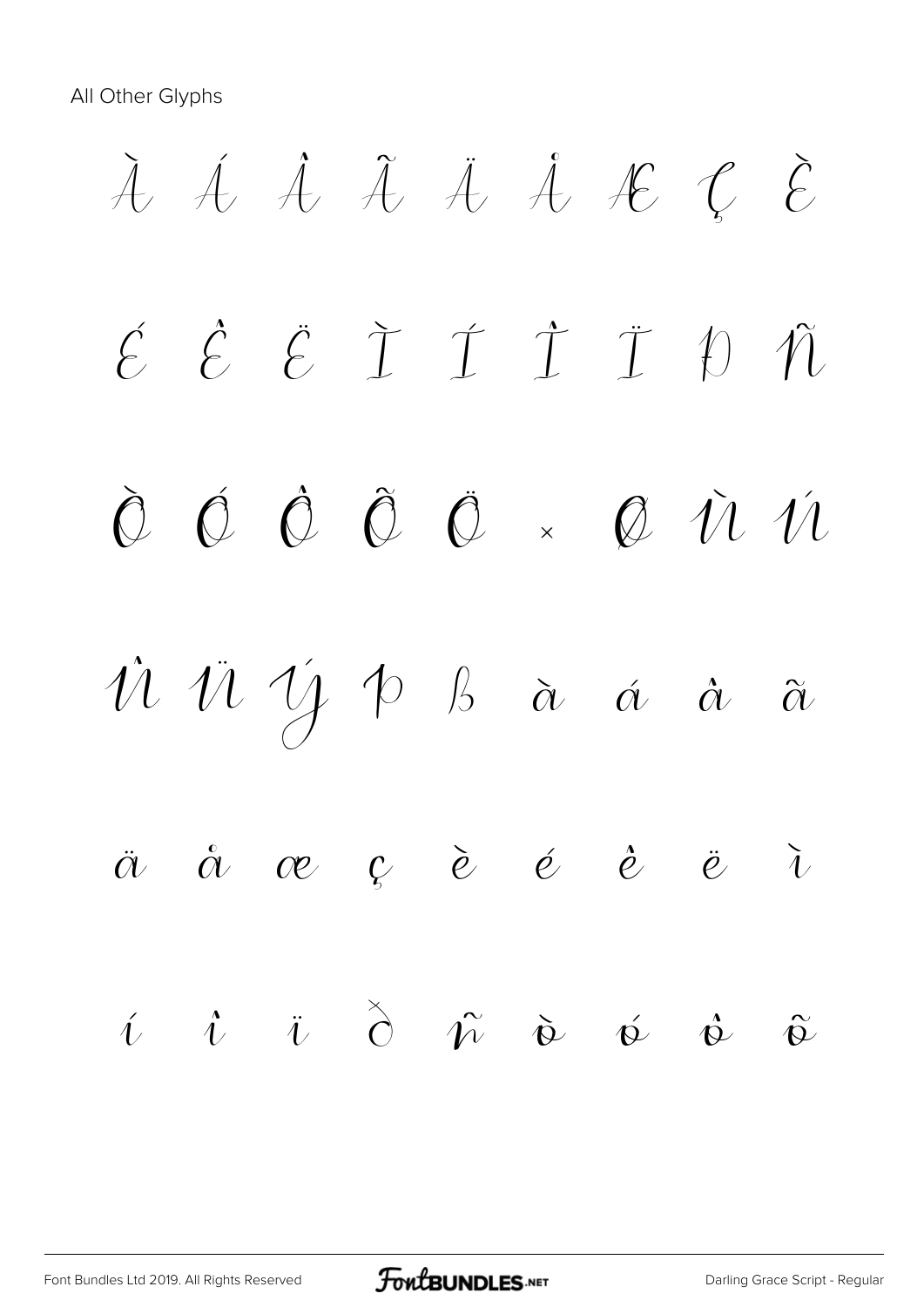All Other Glyphs

À Á Â Ã Ä Å Æ Ç È

É Ê Ë Ì Í Î Ï Ð Ñ

Ò Ó Ô Õ Ö × Ø Ù Ú

Û Ü Ý Þ ß à á â ã

ä å æ ç è é ê ë ì

í î ï ð ñ ò ó ô õ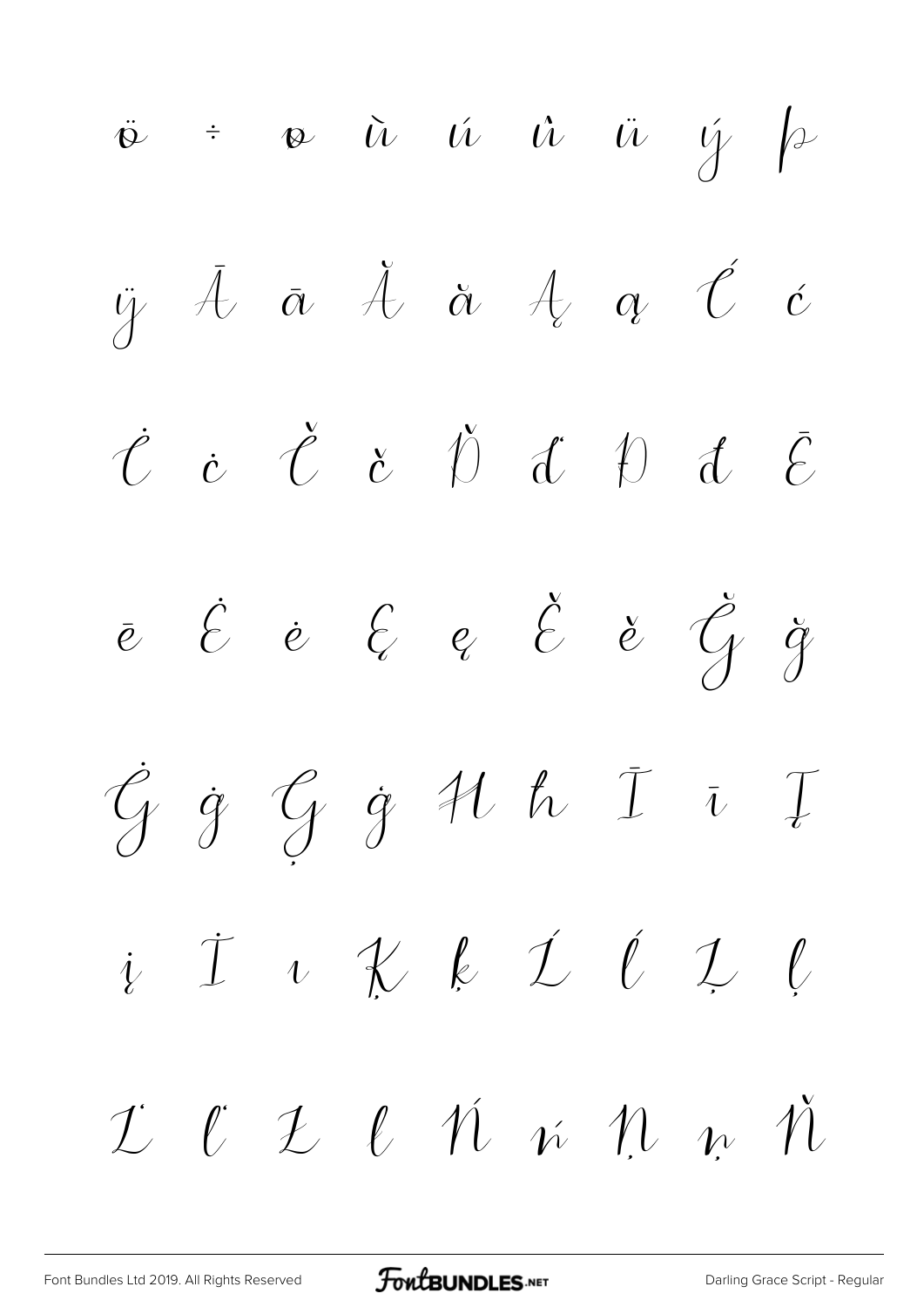ö ÷ ø ù ú û ü ý þ

ÿ Ā ā Ă ă Ą ą Ć ć

Ċ ċ Č č Ď ď Đ đ Ē

ē Ė ė Ę ę Ě ě Ğ ğ

Ġ ġ Ģ ģ Ħ ħ Ī ī Į

į İ ı Ķ ķ Ĺ ĺ Ļ ļ

Ľ ľ Ł ł Ń ń Ņ ņ Ň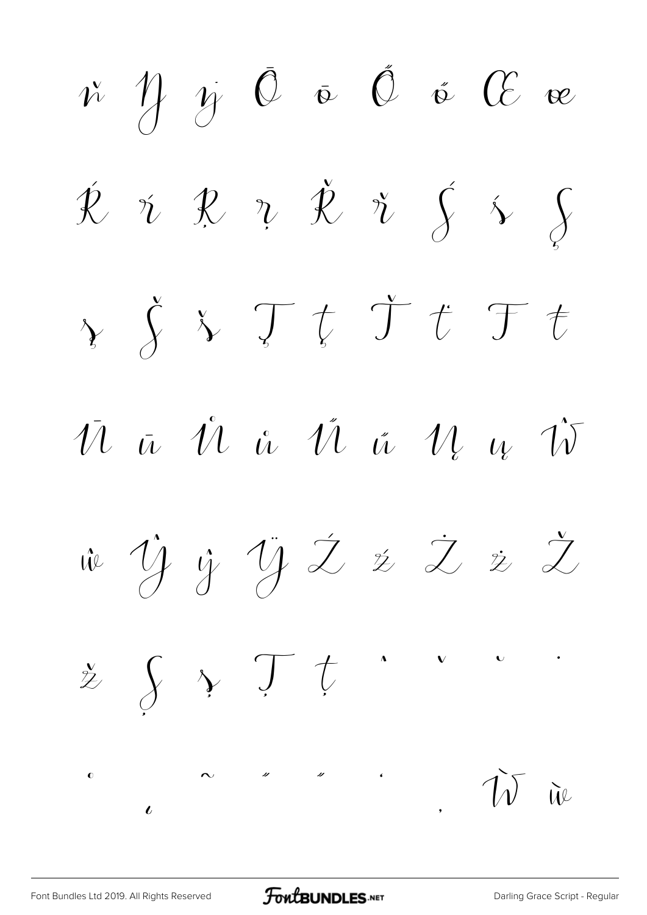ň Ŋ ŋ Ō ō Ő ő Œ œ

Ŕ ŕ Ŗ ŗ Ř ř Ś ś Ş

ş Š š Ţ ţ Ť ť Ŧ ŧ

Ū ū Ů ů Ű ű Ų ų Ŵ

ŵ Ŷ ŷ Ÿ Ź ź Ż ż Ž

ž Ș ș Ț ț ˆ ˇ ˘ ˙

˚ ˛ ˜ ˝ ˝ ‘ ‚ Ẁ ẁ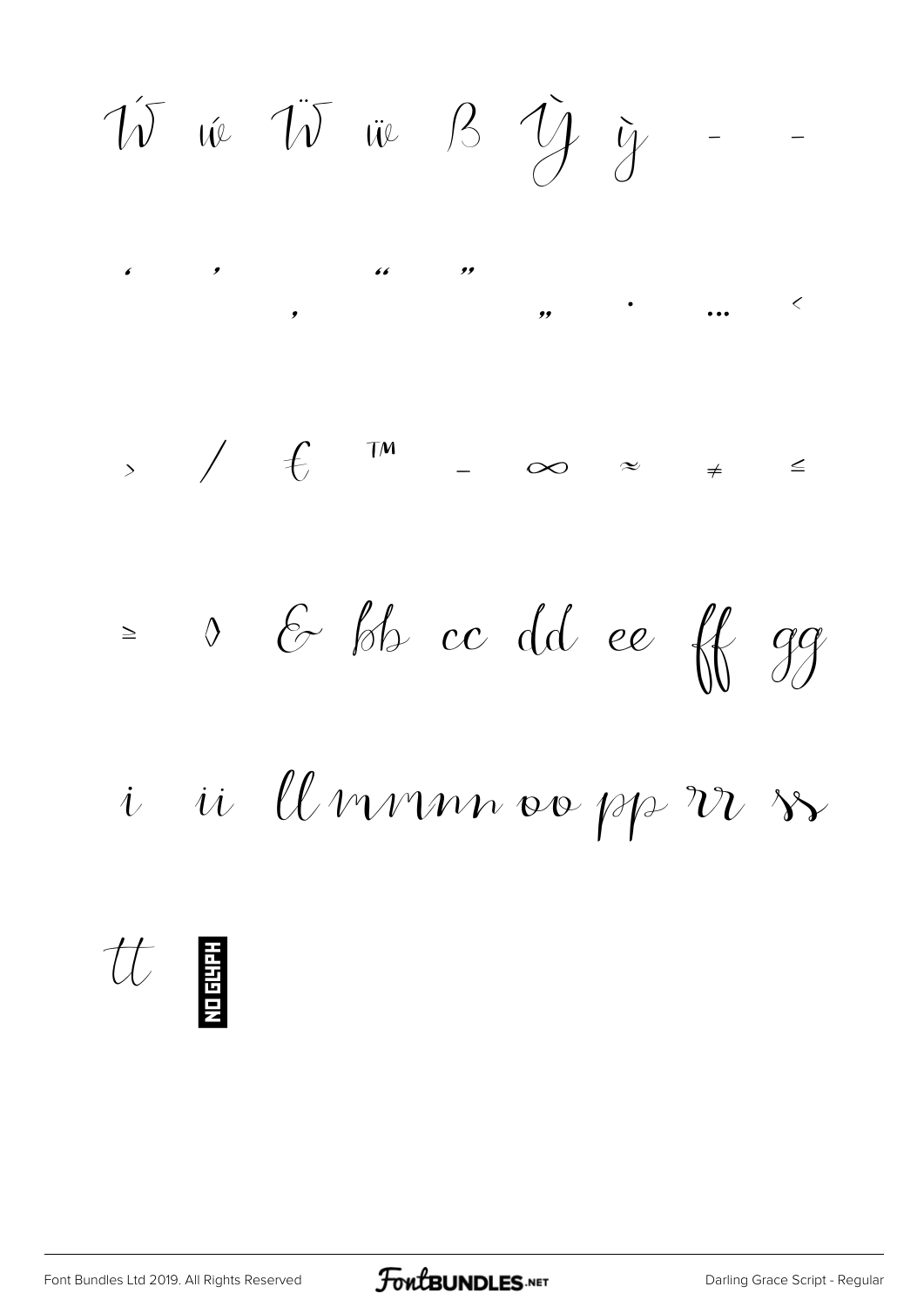Ẃ ẃ Ẅ ẅ ẞ Ỳ ỳ – —

' ' ‚ " " „ • … ‹

› ⁄ € ™ − ∞ ≈ ≠ ≤

≥ ◊ & bb cc dd ee ff gg

i ii ll mm nn oo pp rr ss

tt NO GLYPH